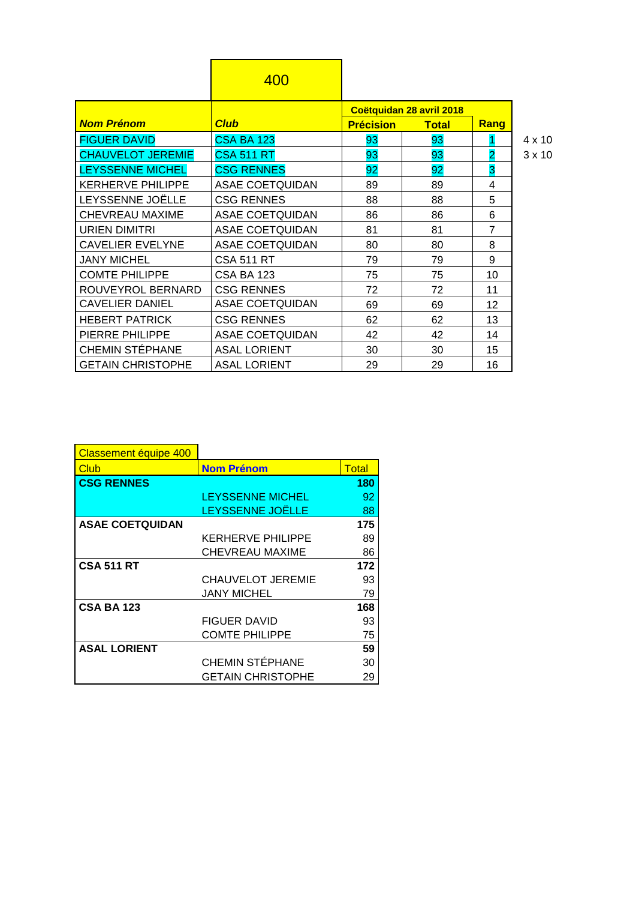# 400

| *Nom Prénom* | *Club* | Coëtquidan 28 avril 2018 Précision | Total | Rang | |
|---|---|---|---|---|---|
| FIGUER DAVID | CSA BA 123 | 93 | 93 | 1 | 4 x 10 |
| CHAUVELOT JEREMIE | CSA 511 RT | 93 | 93 | 2 | 3 x 10 |
| LEYSSENNE MICHEL | CSG RENNES | 92 | 92 | 3 | |
| KERHERVE PHILIPPE | ASAE COETQUIDAN | 89 | 89 | 4 | |
| LEYSSENNE JOËLLE | CSG RENNES | 88 | 88 | 5 | |
| CHEVREAU MAXIME | ASAE COETQUIDAN | 86 | 86 | 6 | |
| URIEN DIMITRI | ASAE COETQUIDAN | 81 | 81 | 7 | |
| CAVELIER EVELYNE | ASAE COETQUIDAN | 80 | 80 | 8 | |
| JANY MICHEL | CSA 511 RT | 79 | 79 | 9 | |
| COMTE PHILIPPE | CSA BA 123 | 75 | 75 | 10 | |
| ROUVEYROL BERNARD | CSG RENNES | 72 | 72 | 11 | |
| CAVELIER DANIEL | ASAE COETQUIDAN | 69 | 69 | 12 | |
| HEBERT PATRICK | CSG RENNES | 62 | 62 | 13 | |
| PIERRE PHILIPPE | ASAE COETQUIDAN | 42 | 42 | 14 | |
| CHEMIN STÉPHANE | ASAL LORIENT | 30 | 30 | 15 | |
| GETAIN CHRISTOPHE | ASAL LORIENT | 29 | 29 | 16 | |

## Classement équipe 400

| Club | Nom Prénom | Total |
|---|---|---|
| **CSG RENNES** | | **180** |
| | LEYSSENNE MICHEL | 92 |
| | LEYSSENNE JOËLLE | 88 |
| **ASAE COETQUIDAN** | | **175** |
| | KERHERVE PHILIPPE | 89 |
| | CHEVREAU MAXIME | 86 |
| **CSA 511 RT** | | **172** |
| | CHAUVELOT JEREMIE | 93 |
| | JANY MICHEL | 79 |
| **CSA BA 123** | | **168** |
| | FIGUER DAVID | 93 |
| | COMTE PHILIPPE | 75 |
| **ASAL LORIENT** | | **59** |
| | CHEMIN STÉPHANE | 30 |
| | GETAIN CHRISTOPHE | 29 |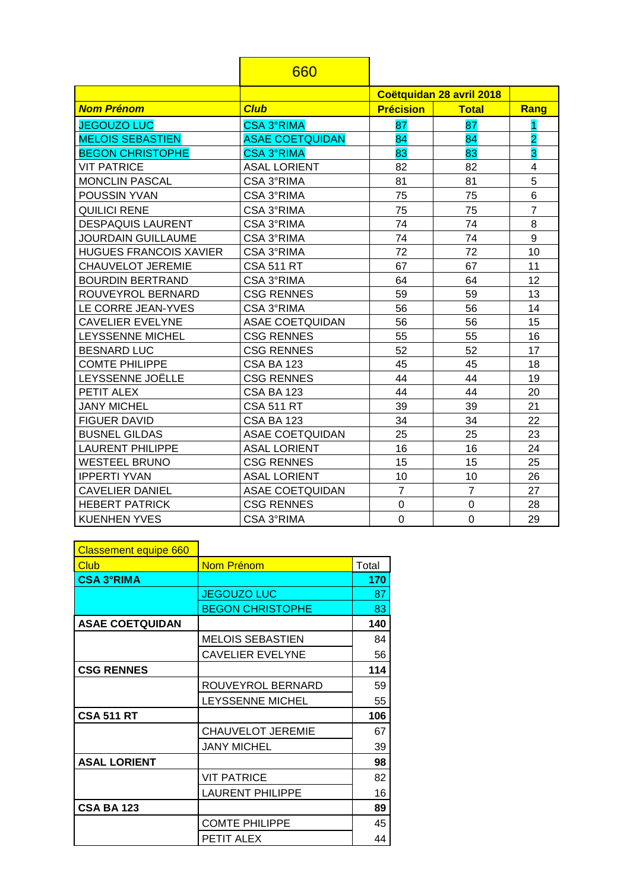# 660

| *Nom Prénom* | *Club* | Coëtquidan 28 avril 2018 Précision | Total | Rang |
|---|---|---|---|---|
| JEGOUZO LUC | CSA 3°RIMA | 87 | 87 | 1 |
| MELOIS SEBASTIEN | ASAE COETQUIDAN | 84 | 84 | 2 |
| BEGON CHRISTOPHE | CSA 3°RIMA | 83 | 83 | 3 |
| VIT PATRICE | ASAL LORIENT | 82 | 82 | 4 |
| MONCLIN PASCAL | CSA 3°RIMA | 81 | 81 | 5 |
| POUSSIN YVAN | CSA 3°RIMA | 75 | 75 | 6 |
| QUILICI RENE | CSA 3°RIMA | 75 | 75 | 7 |
| DESPAQUIS LAURENT | CSA 3°RIMA | 74 | 74 | 8 |
| JOURDAIN GUILLAUME | CSA 3°RIMA | 74 | 74 | 9 |
| HUGUES FRANCOIS XAVIER | CSA 3°RIMA | 72 | 72 | 10 |
| CHAUVELOT JEREMIE | CSA 511 RT | 67 | 67 | 11 |
| BOURDIN BERTRAND | CSA 3°RIMA | 64 | 64 | 12 |
| ROUVEYROL BERNARD | CSG RENNES | 59 | 59 | 13 |
| LE CORRE JEAN-YVES | CSA 3°RIMA | 56 | 56 | 14 |
| CAVELIER EVELYNE | ASAE COETQUIDAN | 56 | 56 | 15 |
| LEYSSENNE MICHEL | CSG RENNES | 55 | 55 | 16 |
| BESNARD LUC | CSG RENNES | 52 | 52 | 17 |
| COMTE PHILIPPE | CSA BA 123 | 45 | 45 | 18 |
| LEYSSENNE JOËLLE | CSG RENNES | 44 | 44 | 19 |
| PETIT ALEX | CSA BA 123 | 44 | 44 | 20 |
| JANY MICHEL | CSA 511 RT | 39 | 39 | 21 |
| FIGUER DAVID | CSA BA 123 | 34 | 34 | 22 |
| BUSNEL GILDAS | ASAE COETQUIDAN | 25 | 25 | 23 |
| LAURENT PHILIPPE | ASAL LORIENT | 16 | 16 | 24 |
| WESTEEL BRUNO | CSG RENNES | 15 | 15 | 25 |
| IPPERTI YVAN | ASAL LORIENT | 10 | 10 | 26 |
| CAVELIER DANIEL | ASAE COETQUIDAN | 7 | 7 | 27 |
| HEBERT PATRICK | CSG RENNES | 0 | 0 | 28 |
| KUENHEN YVES | CSA 3°RIMA | 0 | 0 | 29 |

## Classement equipe 660

| Club | Nom Prénom | Total |
|---|---|---|
| **CSA 3°RIMA** | | **170** |
| | JEGOUZO LUC | 87 |
| | BEGON CHRISTOPHE | 83 |
| **ASAE COETQUIDAN** | | **140** |
| | MELOIS SEBASTIEN | 84 |
| | CAVELIER EVELYNE | 56 |
| **CSG RENNES** | | **114** |
| | ROUVEYROL BERNARD | 59 |
| | LEYSSENNE MICHEL | 55 |
| **CSA 511 RT** | | **106** |
| | CHAUVELOT JEREMIE | 67 |
| | JANY MICHEL | 39 |
| **ASAL LORIENT** | | **98** |
| | VIT PATRICE | 82 |
| | LAURENT PHILIPPE | 16 |
| **CSA BA 123** | | **89** |
| | COMTE PHILIPPE | 45 |
| | PETIT ALEX | 44 |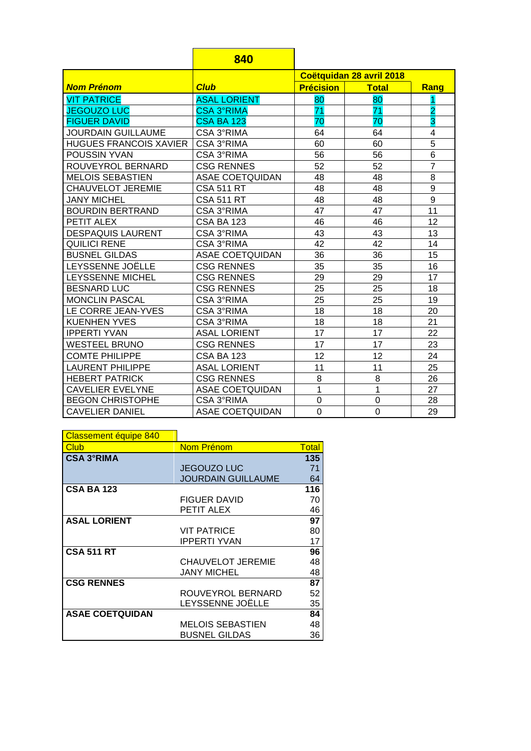| | 840 | | | |
|---|---|---|---|---|
| | | Coëtquidan 28 avril 2018 | | |
| ***Nom Prénom*** | ***Club*** | **Précision** | **Total** | **Rang** |
| VIT PATRICE | ASAL LORIENT | 80 | 80 | 1 |
| JEGOUZO LUC | CSA 3°RIMA | 71 | 71 | 2 |
| FIGUER DAVID | CSA BA 123 | 70 | 70 | 3 |
| JOURDAIN GUILLAUME | CSA 3°RIMA | 64 | 64 | 4 |
| HUGUES FRANCOIS XAVIER | CSA 3°RIMA | 60 | 60 | 5 |
| POUSSIN YVAN | CSA 3°RIMA | 56 | 56 | 6 |
| ROUVEYROL BERNARD | CSG RENNES | 52 | 52 | 7 |
| MELOIS SEBASTIEN | ASAE COETQUIDAN | 48 | 48 | 8 |
| CHAUVELOT JEREMIE | CSA 511 RT | 48 | 48 | 9 |
| JANY MICHEL | CSA 511 RT | 48 | 48 | 9 |
| BOURDIN BERTRAND | CSA 3°RIMA | 47 | 47 | 11 |
| PETIT ALEX | CSA BA 123 | 46 | 46 | 12 |
| DESPAQUIS LAURENT | CSA 3°RIMA | 43 | 43 | 13 |
| QUILICI RENE | CSA 3°RIMA | 42 | 42 | 14 |
| BUSNEL GILDAS | ASAE COETQUIDAN | 36 | 36 | 15 |
| LEYSSENNE JOËLLE | CSG RENNES | 35 | 35 | 16 |
| LEYSSENNE MICHEL | CSG RENNES | 29 | 29 | 17 |
| BESNARD LUC | CSG RENNES | 25 | 25 | 18 |
| MONCLIN PASCAL | CSA 3°RIMA | 25 | 25 | 19 |
| LE CORRE JEAN-YVES | CSA 3°RIMA | 18 | 18 | 20 |
| KUENHEN YVES | CSA 3°RIMA | 18 | 18 | 21 |
| IPPERTI YVAN | ASAL LORIENT | 17 | 17 | 22 |
| WESTEEL BRUNO | CSG RENNES | 17 | 17 | 23 |
| COMTE PHILIPPE | CSA BA 123 | 12 | 12 | 24 |
| LAURENT PHILIPPE | ASAL LORIENT | 11 | 11 | 25 |
| HEBERT PATRICK | CSG RENNES | 8 | 8 | 26 |
| CAVELIER EVELYNE | ASAE COETQUIDAN | 1 | 1 | 27 |
| BEGON CHRISTOPHE | CSA 3°RIMA | 0 | 0 | 28 |
| CAVELIER DANIEL | ASAE COETQUIDAN | 0 | 0 | 29 |

| Classement équipe 840 | | |
|---|---|---|
| Club | Nom Prénom | Total |
| **CSA 3°RIMA** | | **135** |
| | JEGOUZO LUC | 71 |
| | JOURDAIN GUILLAUME | 64 |
| **CSA BA 123** | | **116** |
| | FIGUER DAVID | 70 |
| | PETIT ALEX | 46 |
| **ASAL LORIENT** | | **97** |
| | VIT PATRICE | 80 |
| | IPPERTI YVAN | 17 |
| **CSA 511 RT** | | **96** |
| | CHAUVELOT JEREMIE | 48 |
| | JANY MICHEL | 48 |
| **CSG RENNES** | | **87** |
| | ROUVEYROL BERNARD | 52 |
| | LEYSSENNE JOËLLE | 35 |
| **ASAE COETQUIDAN** | | **84** |
| | MELOIS SEBASTIEN | 48 |
| | BUSNEL GILDAS | 36 |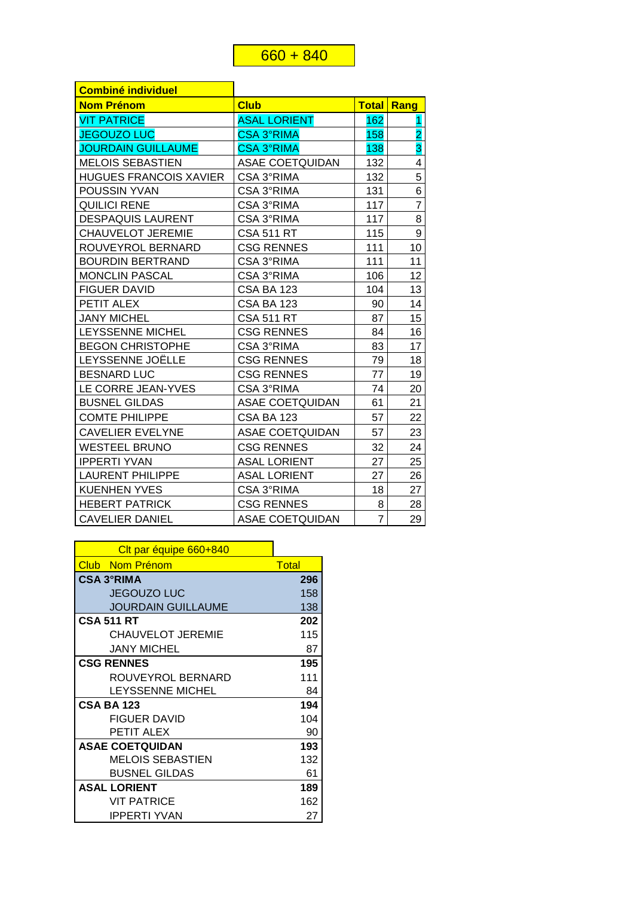660 + 840

**Combiné individuel**

| Nom Prénom | Club | Total | Rang |
|---|---|---|---|
| VIT PATRICE | ASAL LORIENT | 162 | 1 |
| JEGOUZO LUC | CSA 3°RIMA | 158 | 2 |
| JOURDAIN GUILLAUME | CSA 3°RIMA | 138 | 3 |
| MELOIS SEBASTIEN | ASAE COETQUIDAN | 132 | 4 |
| HUGUES FRANCOIS XAVIER | CSA 3°RIMA | 132 | 5 |
| POUSSIN YVAN | CSA 3°RIMA | 131 | 6 |
| QUILICI RENE | CSA 3°RIMA | 117 | 7 |
| DESPAQUIS LAURENT | CSA 3°RIMA | 117 | 8 |
| CHAUVELOT JEREMIE | CSA 511 RT | 115 | 9 |
| ROUVEYROL BERNARD | CSG RENNES | 111 | 10 |
| BOURDIN BERTRAND | CSA 3°RIMA | 111 | 11 |
| MONCLIN PASCAL | CSA 3°RIMA | 106 | 12 |
| FIGUER DAVID | CSA BA 123 | 104 | 13 |
| PETIT ALEX | CSA BA 123 | 90 | 14 |
| JANY MICHEL | CSA 511 RT | 87 | 15 |
| LEYSSENNE MICHEL | CSG RENNES | 84 | 16 |
| BEGON CHRISTOPHE | CSA 3°RIMA | 83 | 17 |
| LEYSSENNE JOËLLE | CSG RENNES | 79 | 18 |
| BESNARD LUC | CSG RENNES | 77 | 19 |
| LE CORRE JEAN-YVES | CSA 3°RIMA | 74 | 20 |
| BUSNEL GILDAS | ASAE COETQUIDAN | 61 | 21 |
| COMTE PHILIPPE | CSA BA 123 | 57 | 22 |
| CAVELIER EVELYNE | ASAE COETQUIDAN | 57 | 23 |
| WESTEEL BRUNO | CSG RENNES | 32 | 24 |
| IPPERTI YVAN | ASAL LORIENT | 27 | 25 |
| LAURENT PHILIPPE | ASAL LORIENT | 27 | 26 |
| KUENHEN YVES | CSA 3°RIMA | 18 | 27 |
| HEBERT PATRICK | CSG RENNES | 8 | 28 |
| CAVELIER DANIEL | ASAE COETQUIDAN | 7 | 29 |

Clt par équipe 660+840

| Club Nom Prénom | Total |
|---|---|
| **CSA 3°RIMA** | **296** |
| JEGOUZO LUC | 158 |
| JOURDAIN GUILLAUME | 138 |
| **CSA 511 RT** | **202** |
| CHAUVELOT JEREMIE | 115 |
| JANY MICHEL | 87 |
| **CSG RENNES** | **195** |
| ROUVEYROL BERNARD | 111 |
| LEYSSENNE MICHEL | 84 |
| **CSA BA 123** | **194** |
| FIGUER DAVID | 104 |
| PETIT ALEX | 90 |
| **ASAE COETQUIDAN** | **193** |
| MELOIS SEBASTIEN | 132 |
| BUSNEL GILDAS | 61 |
| **ASAL LORIENT** | **189** |
| VIT PATRICE | 162 |
| IPPERTI YVAN | 27 |